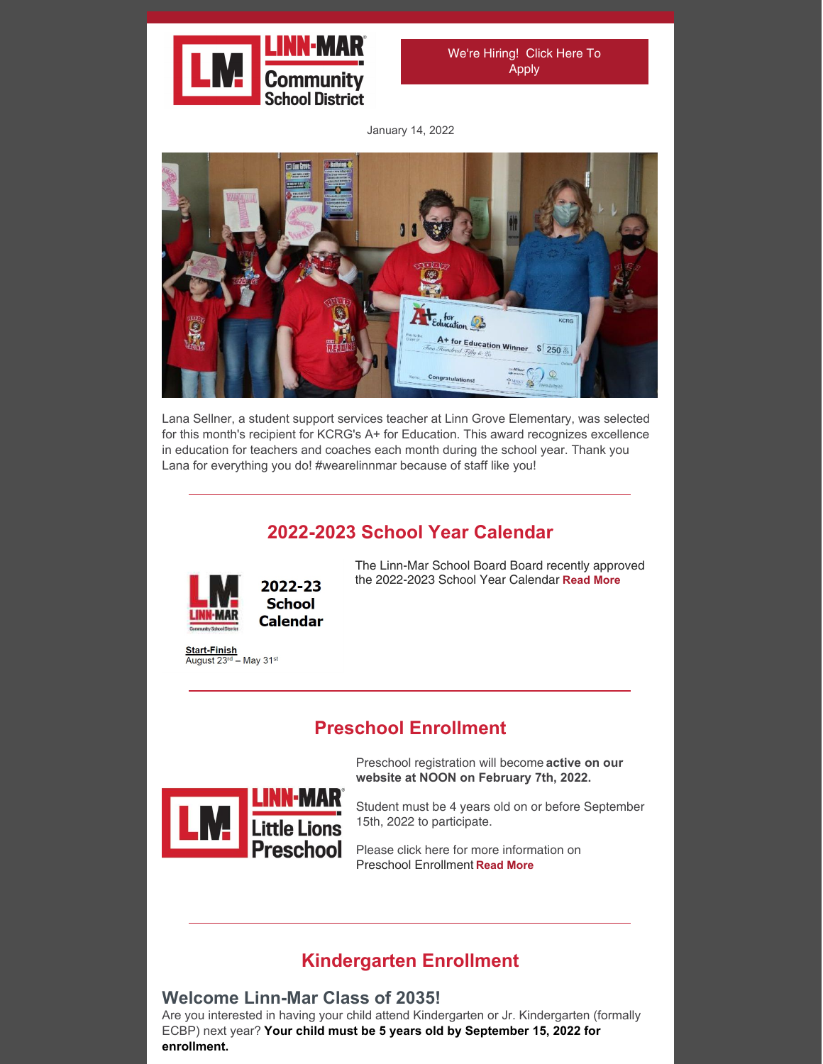We're Hiring! Click Here To Apply

January 14, 2022

Lana Sellner, a student support services teacher at Linn Grove Elementary, was selected for this month's recipient for KCRG's A+ for Education. This award recognizes excellence in education for teachers and coaches each month during the school year. Thank you Lana for everything you do! #wearelinnmar because of staff like you!

---

## 2022-2023 School Year Calendar

2022-23 School Calendar

**Start-Finish**
August 23rd – May 31st

The Linn-Mar School Board Board recently approved the 2022-2023 School Year Calendar **Read More**

---

## Preschool Enrollment

Preschool registration will become **active on our website at NOON on February 7th, 2022.**

Student must be 4 years old on or before September 15th, 2022 to participate.

Please click here for more information on Preschool Enrollment **Read More**

---

## Kindergarten Enrollment

### Welcome Linn-Mar Class of 2035!

Are you interested in having your child attend Kindergarten or Jr. Kindergarten (formally ECBP) next year? **Your child must be 5 years old by September 15, 2022 for enrollment.**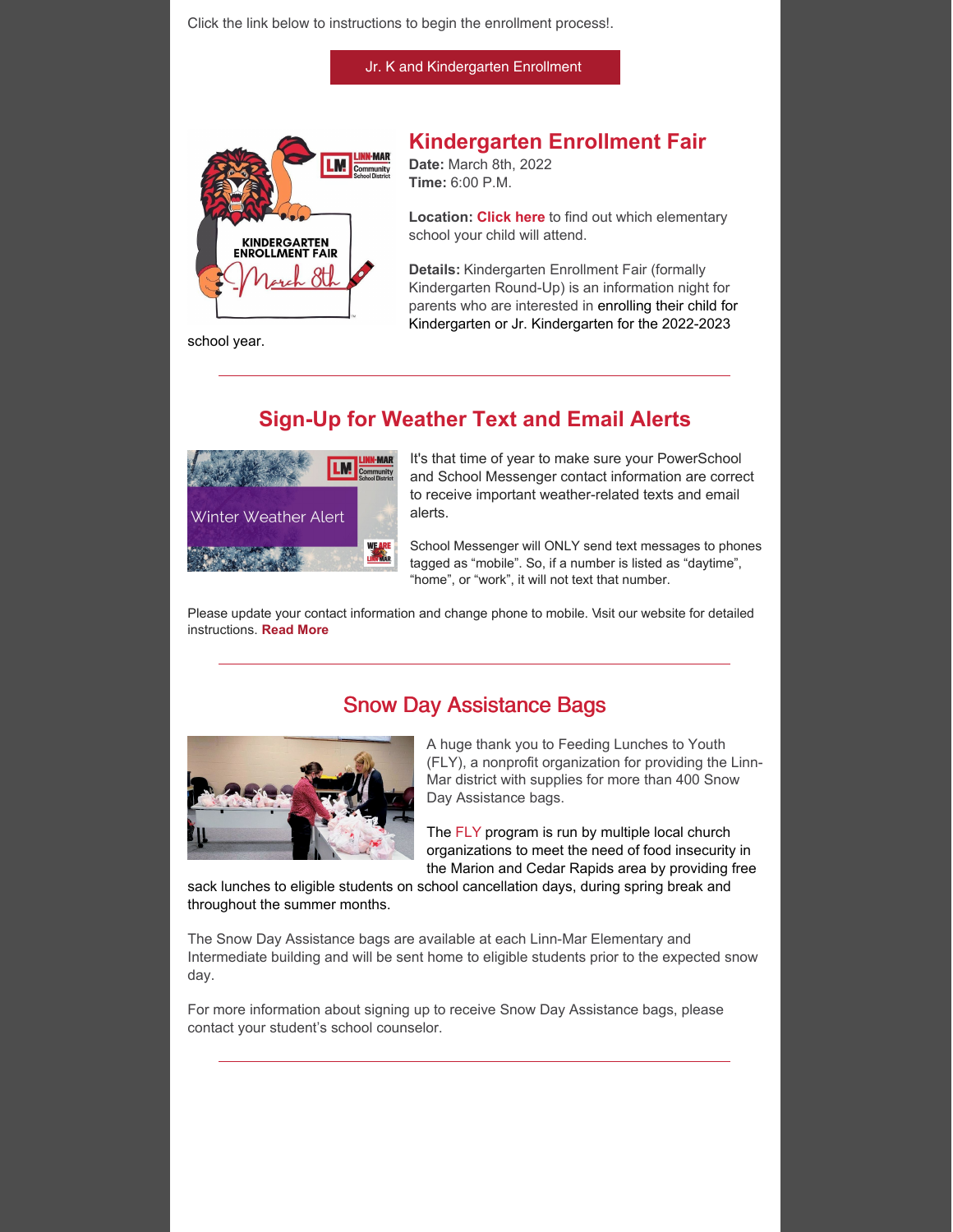Click the link below to instructions to begin the enrollment process!.

Jr. K and Kindergarten Enrollment

## Kindergarten Enrollment Fair

**Date:** March 8th, 2022
**Time:** 6:00 P.M.

**Location:** **Click here** to find out which elementary school your child will attend.

**Details:** Kindergarten Enrollment Fair (formally Kindergarten Round-Up) is an information night for parents who are interested in enrolling their child for Kindergarten or Jr. Kindergarten for the 2022-2023 school year.

---

## Sign-Up for Weather Text and Email Alerts

It's that time of year to make sure your PowerSchool and School Messenger contact information are correct to receive important weather-related texts and email alerts.

School Messenger will ONLY send text messages to phones tagged as "mobile". So, if a number is listed as "daytime", "home", or "work", it will not text that number.

Please update your contact information and change phone to mobile. Visit our website for detailed instructions. **Read More**

---

## Snow Day Assistance Bags

A huge thank you to Feeding Lunches to Youth (FLY), a nonprofit organization for providing the Linn-Mar district with supplies for more than 400 Snow Day Assistance bags.

The FLY program is run by multiple local church organizations to meet the need of food insecurity in the Marion and Cedar Rapids area by providing free sack lunches to eligible students on school cancellation days, during spring break and throughout the summer months.

The Snow Day Assistance bags are available at each Linn-Mar Elementary and Intermediate building and will be sent home to eligible students prior to the expected snow day.

For more information about signing up to receive Snow Day Assistance bags, please contact your student's school counselor.

---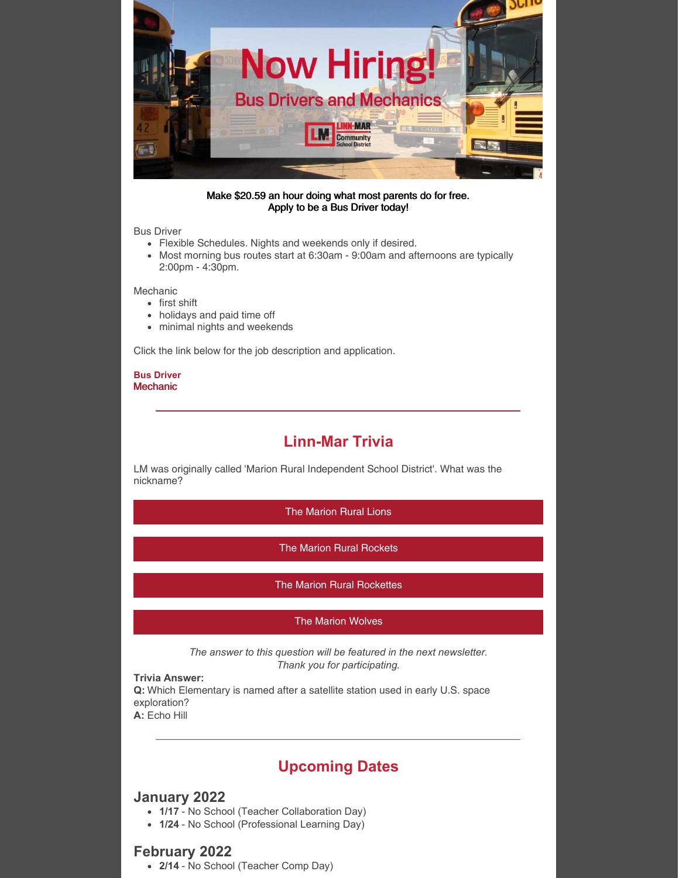**Make $20.59 an hour doing what most parents do for free.**
**Apply to be a Bus Driver today!**

Bus Driver

- Flexible Schedules. Nights and weekends only if desired.
- Most morning bus routes start at 6:30am - 9:00am and afternoons are typically 2:00pm - 4:30pm.

Mechanic

- first shift
- holidays and paid time off
- minimal nights and weekends

Click the link below for the job description and application.

**Bus Driver**
Mechanic

---

## Linn-Mar Trivia

LM was originally called 'Marion Rural Independent School District'. What was the nickname?

- The Marion Rural Lions
- The Marion Rural Rockets
- The Marion Rural Rockettes
- The Marion Wolves

*The answer to this question will be featured in the next newsletter. Thank you for participating.*

**Trivia Answer:**
**Q:** Which Elementary is named after a satellite station used in early U.S. space exploration?
**A:** Echo Hill

---

## Upcoming Dates

### January 2022

- **1/17** - No School (Teacher Collaboration Day)
- **1/24** - No School (Professional Learning Day)

### February 2022

- **2/14** - No School (Teacher Comp Day)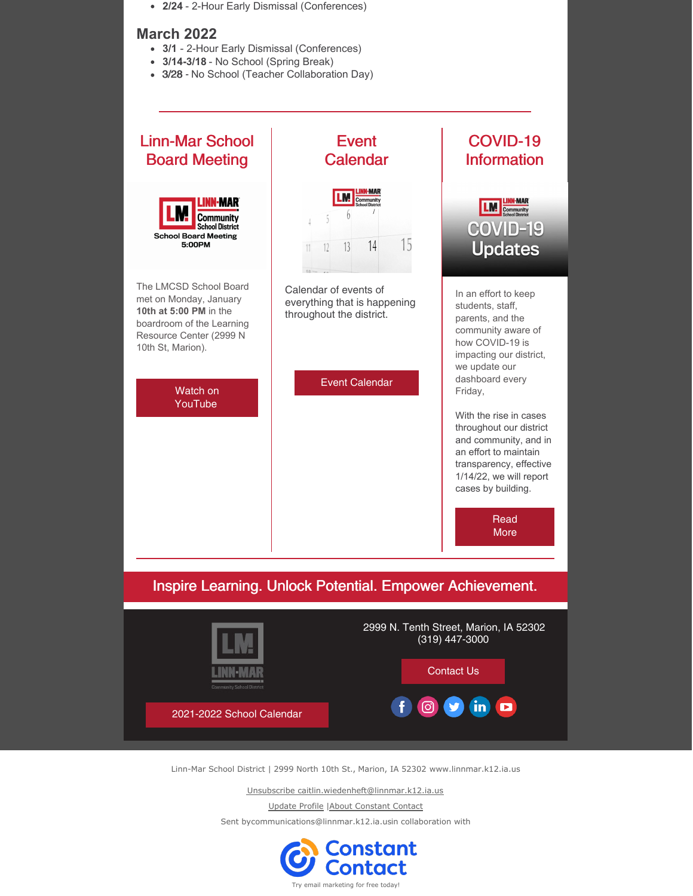- **2/24** - 2-Hour Early Dismissal (Conferences)

## March 2022

- **3/1** - 2-Hour Early Dismissal (Conferences)
- **3/14-3/18** - No School (Spring Break)
- **3/28** - No School (Teacher Collaboration Day)

## Linn-Mar School Board Meeting

The LMCSD School Board met on Monday, January **10th at 5:00 PM** in the boardroom of the Learning Resource Center (2999 N 10th St, Marion).

Watch on YouTube

## Event Calendar

Calendar of events of everything that is happening throughout the district.

Event Calendar

## COVID-19 Information

In an effort to keep students, staff, parents, and the community aware of how COVID-19 is impacting our district, we update our dashboard every Friday,

With the rise in cases throughout our district and community, and in an effort to maintain transparency, effective 1/14/22, we will report cases by building.

Read More

**Inspire Learning. Unlock Potential. Empower Achievement.**

2021-2022 School Calendar

2999 N. Tenth Street, Marion, IA 52302
(319) 447-3000

Contact Us

Linn-Mar School District | 2999 North 10th St., Marion, IA 52302 www.linnmar.k12.ia.us

Unsubscribe caitlin.wiedenheft@linnmar.k12.ia.us

Update Profile | About Constant Contact

Sent bycommunications@linnmar.k12.ia.usin collaboration with

Constant Contact

Try email marketing for free today!